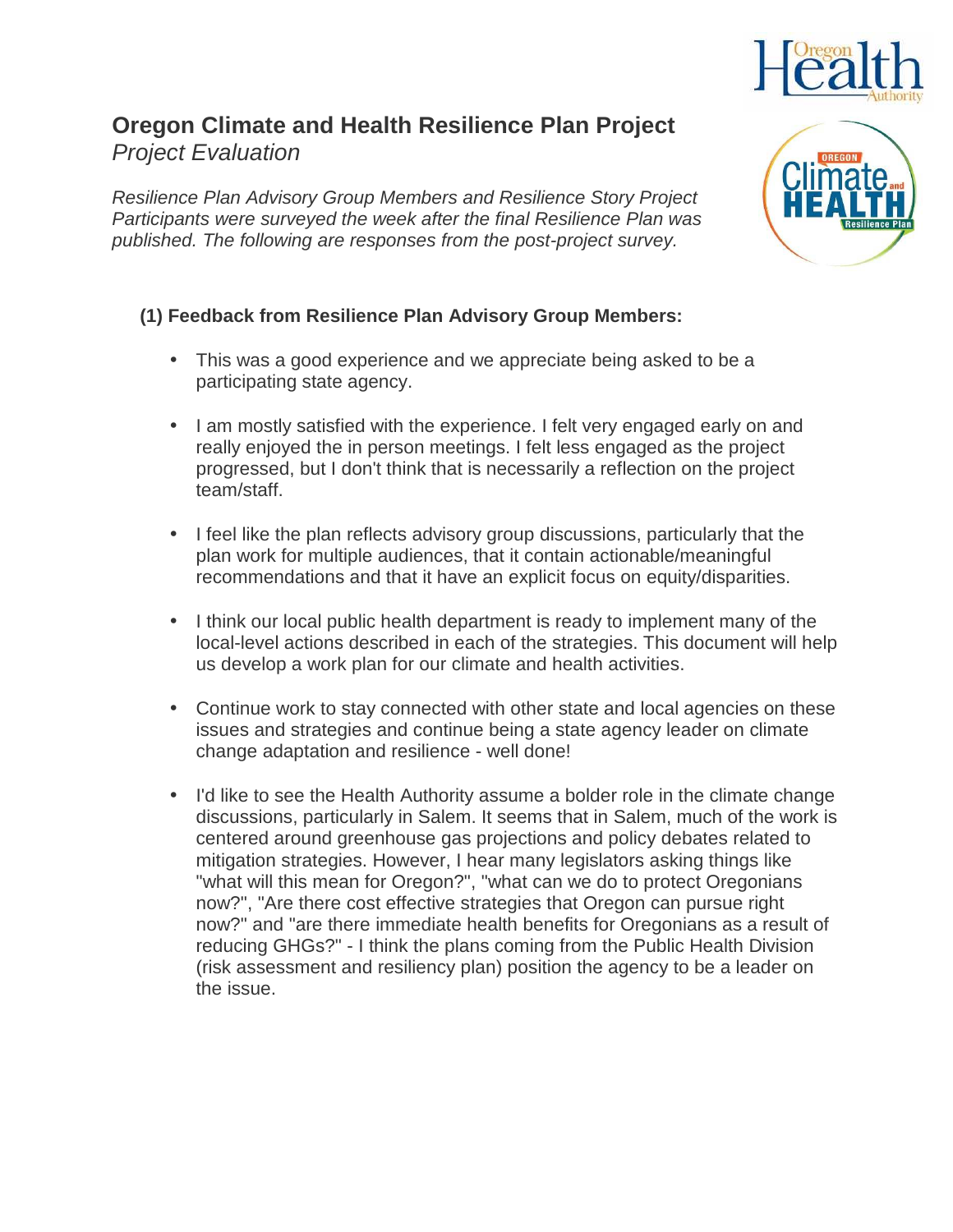# Oregon Climate and Health Resilience Plan Project

*Project Evaluation*

*Resilience Plan Advisory Group Members and Resilience Story Project Participants were surveyed the week after the final Resilience Plan was published. The following are responses from the post-project survey.*

## (1) Feedback from Resilience Plan Advisory Group Members:

- This was a good experience and we appreciate being asked to be a participating state agency.
- I am mostly satisfied with the experience. I felt very engaged early on and really enjoyed the in person meetings. I felt less engaged as the project progressed, but I don't think that is necessarily a reflection on the project team/staff.
- I feel like the plan reflects advisory group discussions, particularly that the plan work for multiple audiences, that it contain actionable/meaningful recommendations and that it have an explicit focus on equity/disparities.
- I think our local public health department is ready to implement many of the local-level actions described in each of the strategies. This document will help us develop a work plan for our climate and health activities.
- Continue work to stay connected with other state and local agencies on these issues and strategies and continue being a state agency leader on climate change adaptation and resilience - well done!
- I'd like to see the Health Authority assume a bolder role in the climate change discussions, particularly in Salem. It seems that in Salem, much of the work is centered around greenhouse gas projections and policy debates related to mitigation strategies. However, I hear many legislators asking things like "what will this mean for Oregon?", "what can we do to protect Oregonians now?", "Are there cost effective strategies that Oregon can pursue right now?" and "are there immediate health benefits for Oregonians as a result of reducing GHGs?" - I think the plans coming from the Public Health Division (risk assessment and resiliency plan) position the agency to be a leader on the issue.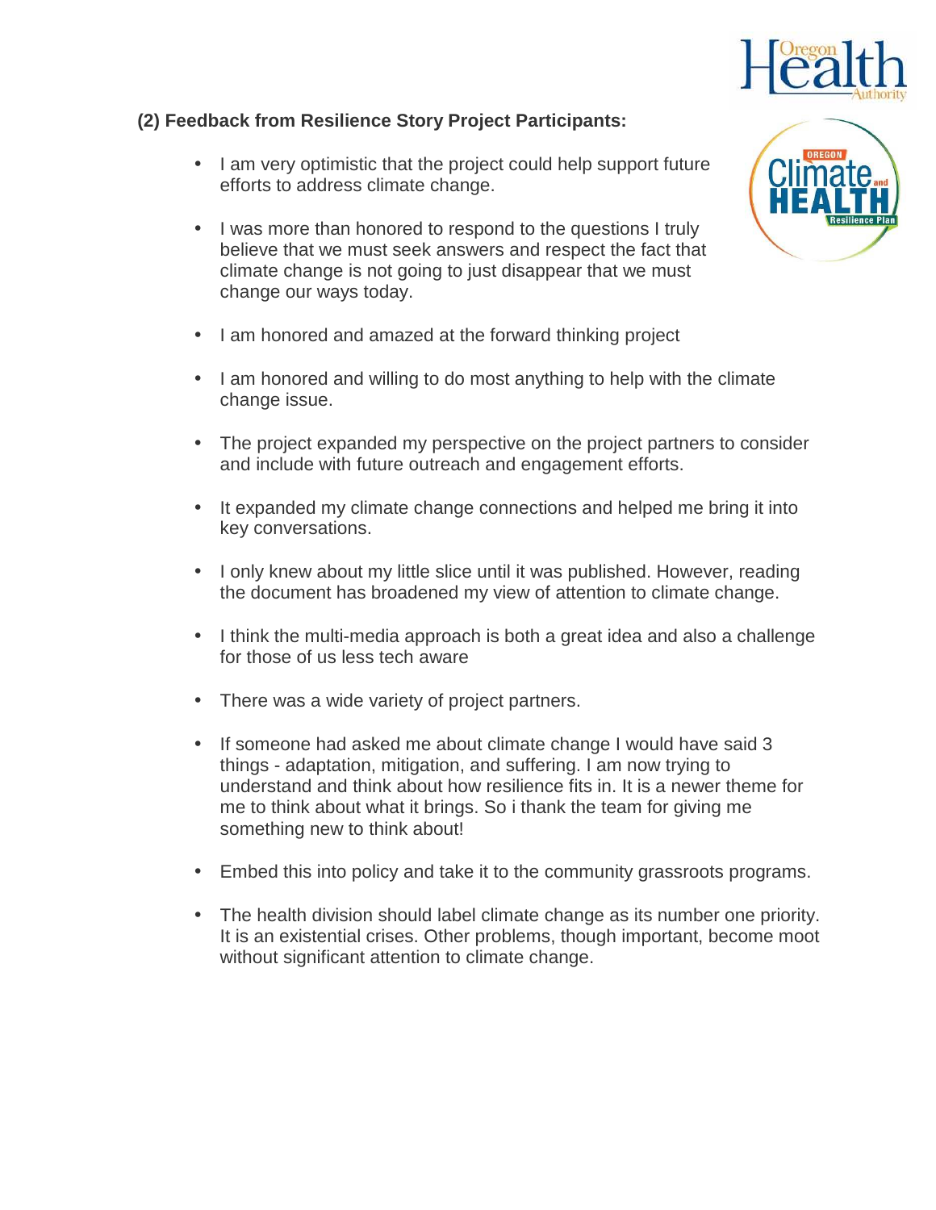**(2) Feedback from Resilience Story Project Participants:**

- I am very optimistic that the project could help support future efforts to address climate change.
- I was more than honored to respond to the questions I truly believe that we must seek answers and respect the fact that climate change is not going to just disappear that we must change our ways today.
- I am honored and amazed at the forward thinking project
- I am honored and willing to do most anything to help with the climate change issue.
- The project expanded my perspective on the project partners to consider and include with future outreach and engagement efforts.
- It expanded my climate change connections and helped me bring it into key conversations.
- I only knew about my little slice until it was published. However, reading the document has broadened my view of attention to climate change.
- I think the multi-media approach is both a great idea and also a challenge for those of us less tech aware
- There was a wide variety of project partners.
- If someone had asked me about climate change I would have said 3 things - adaptation, mitigation, and suffering. I am now trying to understand and think about how resilience fits in. It is a newer theme for me to think about what it brings. So i thank the team for giving me something new to think about!
- Embed this into policy and take it to the community grassroots programs.
- The health division should label climate change as its number one priority. It is an existential crises. Other problems, though important, become moot without significant attention to climate change.